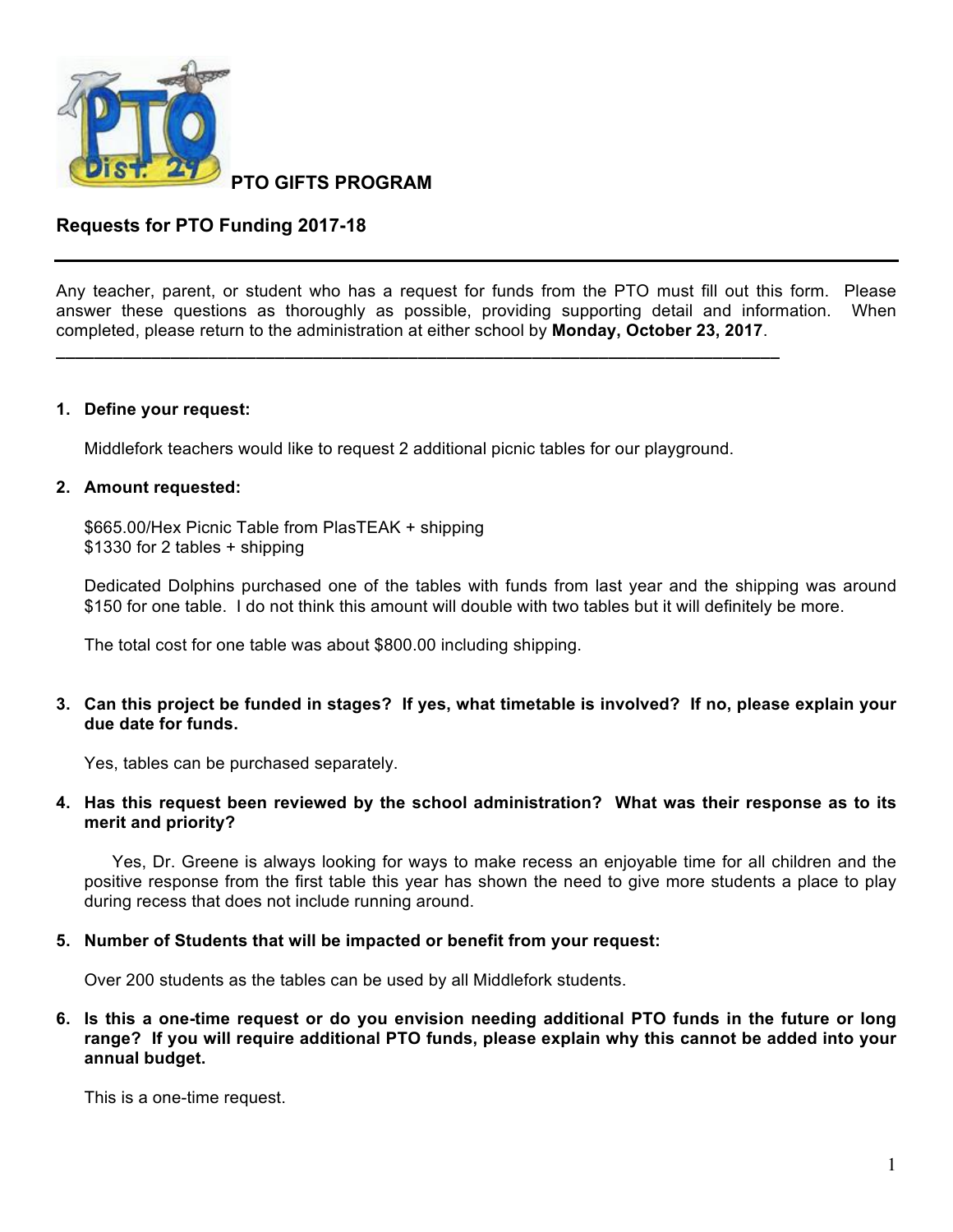## PTO GIFTS PROGRAM

## Requests for PTO Funding 2017-18

---

Any teacher, parent, or student who has a request for funds from the PTO must fill out this form. Please answer these questions as thoroughly as possible, providing supporting detail and information. When completed, please return to the administration at either school by **Monday, October 23, 2017**.

---

1. **Define your request:**

   Middlefork teachers would like to request 2 additional picnic tables for our playground.

2. **Amount requested:**

   $665.00/Hex Picnic Table from PlasTEAK + shipping
   $1330 for 2 tables + shipping

   Dedicated Dolphins purchased one of the tables with funds from last year and the shipping was around $150 for one table. I do not think this amount will double with two tables but it will definitely be more.

   The total cost for one table was about $800.00 including shipping.

3. **Can this project be funded in stages? If yes, what timetable is involved? If no, please explain your due date for funds.**

   Yes, tables can be purchased separately.

4. **Has this request been reviewed by the school administration? What was their response as to its merit and priority?**

   Yes, Dr. Greene is always looking for ways to make recess an enjoyable time for all children and the positive response from the first table this year has shown the need to give more students a place to play during recess that does not include running around.

5. **Number of Students that will be impacted or benefit from your request:**

   Over 200 students as the tables can be used by all Middlefork students.

6. **Is this a one-time request or do you envision needing additional PTO funds in the future or long range? If you will require additional PTO funds, please explain why this cannot be added into your annual budget.**

   This is a one-time request.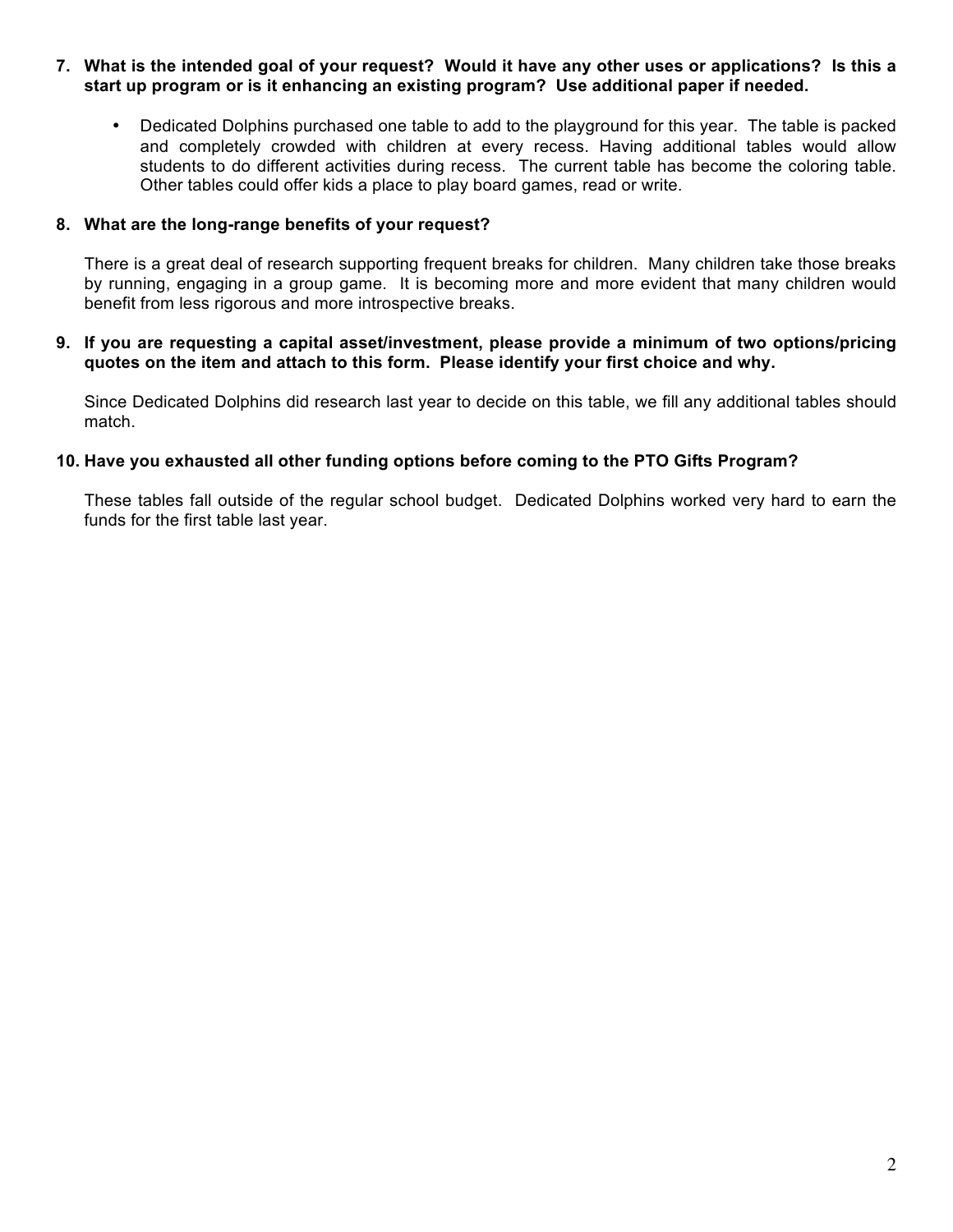**7. What is the intended goal of your request? Would it have any other uses or applications? Is this a start up program or is it enhancing an existing program? Use additional paper if needed.**

- Dedicated Dolphins purchased one table to add to the playground for this year. The table is packed and completely crowded with children at every recess. Having additional tables would allow students to do different activities during recess. The current table has become the coloring table. Other tables could offer kids a place to play board games, read or write.

**8. What are the long-range benefits of your request?**

There is a great deal of research supporting frequent breaks for children. Many children take those breaks by running, engaging in a group game. It is becoming more and more evident that many children would benefit from less rigorous and more introspective breaks.

**9. If you are requesting a capital asset/investment, please provide a minimum of two options/pricing quotes on the item and attach to this form. Please identify your first choice and why.**

Since Dedicated Dolphins did research last year to decide on this table, we fill any additional tables should match.

**10. Have you exhausted all other funding options before coming to the PTO Gifts Program?**

These tables fall outside of the regular school budget. Dedicated Dolphins worked very hard to earn the funds for the first table last year.